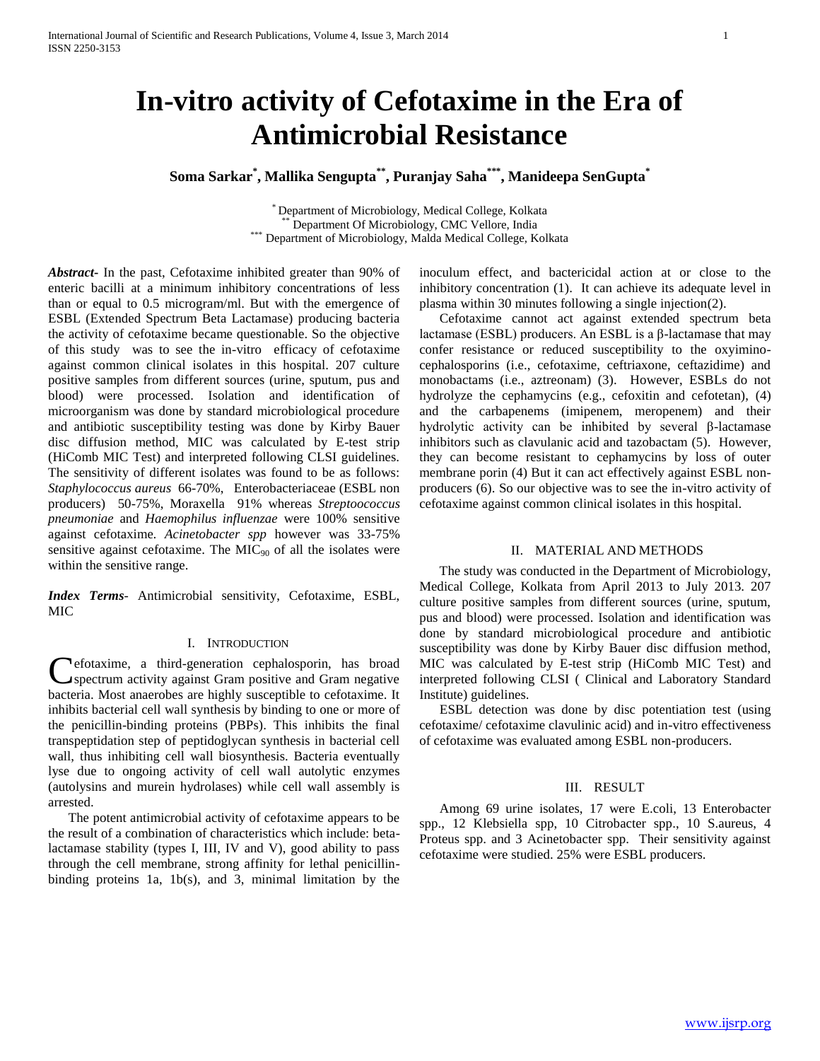# In-vitro activity of Cefotaxime in the Era of Antimicrobial Resistance

**Soma Sarkar[*], Mallika Sengupta[**], Puranjay Saha[***], Manideepa SenGupta[*]**

[*] Department of Microbiology, Medical College, Kolkata
[**] Department Of Microbiology, CMC Vellore, India
[***] Department of Microbiology, Malda Medical College, Kolkata

***Abstract*-** In the past, Cefotaxime inhibited greater than 90% of enteric bacilli at a minimum inhibitory concentrations of less than or equal to 0.5 microgram/ml. But with the emergence of ESBL (Extended Spectrum Beta Lactamase) producing bacteria the activity of cefotaxime became questionable. So the objective of this study was to see the in-vitro efficacy of cefotaxime against common clinical isolates in this hospital. 207 culture positive samples from different sources (urine, sputum, pus and blood) were processed. Isolation and identification of microorganism was done by standard microbiological procedure and antibiotic susceptibility testing was done by Kirby Bauer disc diffusion method, MIC was calculated by E-test strip (HiComb MIC Test) and interpreted following CLSI guidelines. The sensitivity of different isolates was found to be as follows: *Staphylococcus aureus* 66-70%, Enterobacteriaceae (ESBL non producers) 50-75%, Moraxella 91% whereas *Streptoococcus pneumoniae* and *Haemophilus influenzae* were 100% sensitive against cefotaxime. *Acinetobacter spp* however was 33-75% sensitive against cefotaxime. The $MIC_{90}$ of all the isolates were within the sensitive range.

***Index Terms*-** Antimicrobial sensitivity, Cefotaxime, ESBL, MIC

## I. Introduction

Cefotaxime, a third-generation cephalosporin, has broad spectrum activity against Gram positive and Gram negative bacteria. Most anaerobes are highly susceptible to cefotaxime. It inhibits bacterial cell wall synthesis by binding to one or more of the penicillin-binding proteins (PBPs). This inhibits the final transpeptidation step of peptidoglycan synthesis in bacterial cell wall, thus inhibiting cell wall biosynthesis. Bacteria eventually lyse due to ongoing activity of cell wall autolytic enzymes (autolysins and murein hydrolases) while cell wall assembly is arrested.

The potent antimicrobial activity of cefotaxime appears to be the result of a combination of characteristics which include: beta-lactamase stability (types I, III, IV and V), good ability to pass through the cell membrane, strong affinity for lethal penicillin-binding proteins 1a, 1b(s), and 3, minimal limitation by the inoculum effect, and bactericidal action at or close to the inhibitory concentration (1). It can achieve its adequate level in plasma within 30 minutes following a single injection(2).

Cefotaxime cannot act against extended spectrum beta lactamase (ESBL) producers. An ESBL is a β-lactamase that may confer resistance or reduced susceptibility to the oxyimino-cephalosporins (i.e., cefotaxime, ceftriaxone, ceftazidime) and monobactams (i.e., aztreonam) (3). However, ESBLs do not hydrolyze the cephamycins (e.g., cefoxitin and cefotetan), (4) and the carbapenems (imipenem, meropenem) and their hydrolytic activity can be inhibited by several β-lactamase inhibitors such as clavulanic acid and tazobactam (5). However, they can become resistant to cephamycins by loss of outer membrane porin (4) But it can act effectively against ESBL non-producers (6). So our objective was to see the in-vitro activity of cefotaxime against common clinical isolates in this hospital.

## II. Material and Methods

The study was conducted in the Department of Microbiology, Medical College, Kolkata from April 2013 to July 2013. 207 culture positive samples from different sources (urine, sputum, pus and blood) were processed. Isolation and identification was done by standard microbiological procedure and antibiotic susceptibility was done by Kirby Bauer disc diffusion method, MIC was calculated by E-test strip (HiComb MIC Test) and interpreted following CLSI ( Clinical and Laboratory Standard Institute) guidelines.

ESBL detection was done by disc potentiation test (using cefotaxime/ cefotaxime clavulinic acid) and in-vitro effectiveness of cefotaxime was evaluated among ESBL non-producers.

## III. Result

Among 69 urine isolates, 17 were E.coli, 13 Enterobacter spp., 12 Klebsiella spp, 10 Citrobacter spp., 10 S.aureus, 4 Proteus spp. and 3 Acinetobacter spp. Their sensitivity against cefotaxime were studied. 25% were ESBL producers.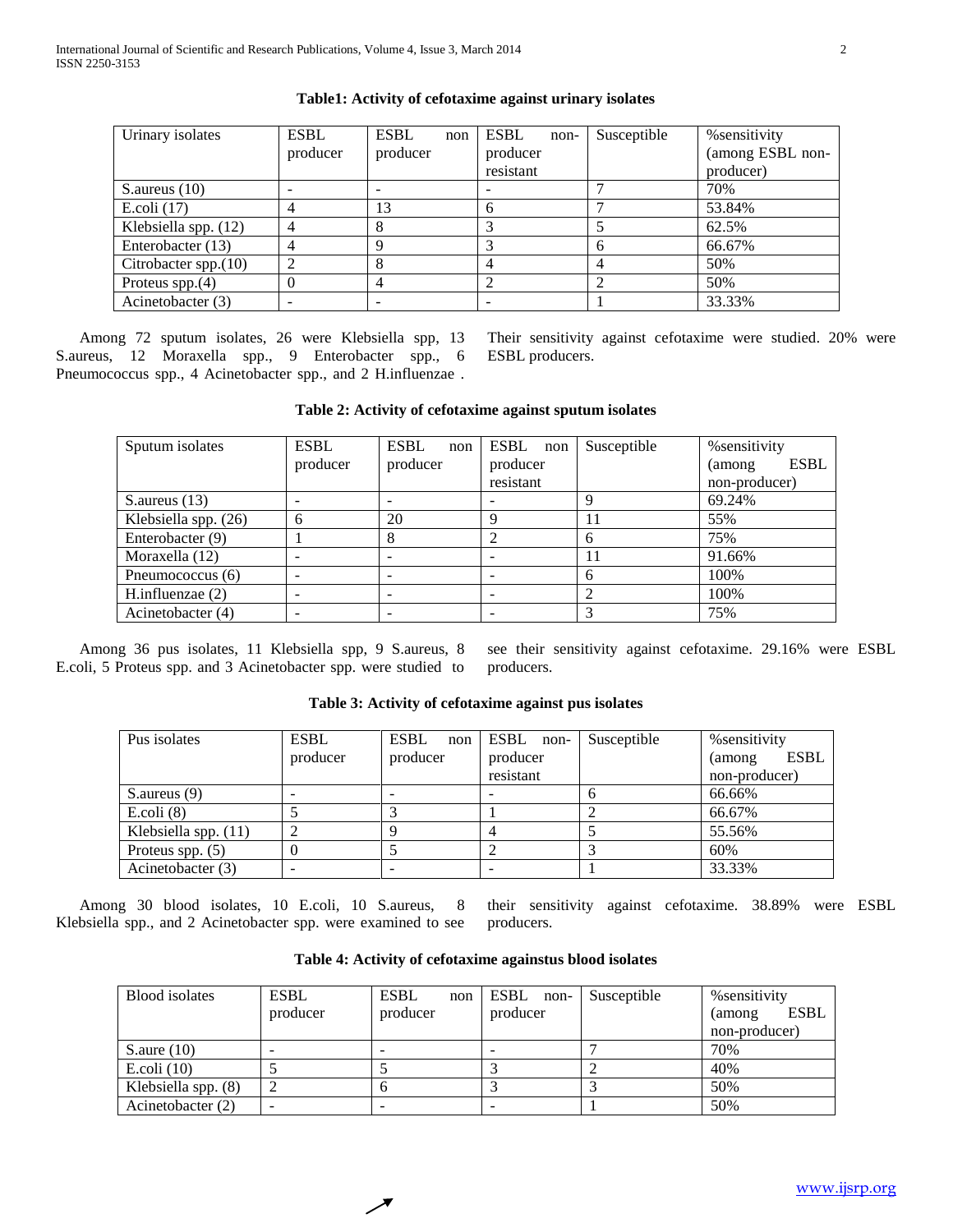**Table1: Activity of cefotaxime against urinary isolates**

| Urinary isolates | ESBL producer | ESBL non producer | ESBL non-producer resistant | Susceptible | %sensitivity (among ESBL non-producer) |
|---|---|---|---|---|---|
| S.aureus (10) | - | - | - | 7 | 70% |
| E.coli (17) | 4 | 13 | 6 | 7 | 53.84% |
| Klebsiella spp. (12) | 4 | 8 | 3 | 5 | 62.5% |
| Enterobacter (13) | 4 | 9 | 3 | 6 | 66.67% |
| Citrobacter spp.(10) | 2 | 8 | 4 | 4 | 50% |
| Proteus spp.(4) | 0 | 4 | 2 | 2 | 50% |
| Acinetobacter (3) | - | - | - | 1 | 33.33% |

Among 72 sputum isolates, 26 were Klebsiella spp, 13 S.aureus, 12 Moraxella spp., 9 Enterobacter spp., 6 Pneumococcus spp., 4 Acinetobacter spp., and 2 H.influenzae . Their sensitivity against cefotaxime were studied. 20% were ESBL producers.

**Table 2: Activity of cefotaxime against sputum isolates**

| Sputum isolates | ESBL producer | ESBL non producer | ESBL non producer resistant | Susceptible | %sensitivity (among ESBL non-producer) |
|---|---|---|---|---|---|
| S.aureus (13) | - | - | - | 9 | 69.24% |
| Klebsiella spp. (26) | 6 | 20 | 9 | 11 | 55% |
| Enterobacter (9) | 1 | 8 | 2 | 6 | 75% |
| Moraxella (12) | - | - | - | 11 | 91.66% |
| Pneumococcus (6) | - | - | - | 6 | 100% |
| H.influenzae (2) | - | - | - | 2 | 100% |
| Acinetobacter (4) | - | - | - | 3 | 75% |

Among 36 pus isolates, 11 Klebsiella spp, 9 S.aureus, 8 E.coli, 5 Proteus spp. and 3 Acinetobacter spp. were studied to see their sensitivity against cefotaxime. 29.16% were ESBL producers.

**Table 3: Activity of cefotaxime against pus isolates**

| Pus isolates | ESBL producer | ESBL non producer | ESBL non-producer resistant | Susceptible | %sensitivity (among ESBL non-producer) |
|---|---|---|---|---|---|
| S.aureus (9) | - | - | - | 6 | 66.66% |
| E.coli (8) | 5 | 3 | 1 | 2 | 66.67% |
| Klebsiella spp. (11) | 2 | 9 | 4 | 5 | 55.56% |
| Proteus spp. (5) | 0 | 5 | 2 | 3 | 60% |
| Acinetobacter (3) | - | - | - | 1 | 33.33% |

Among 30 blood isolates, 10 E.coli, 10 S.aureus, 8 Klebsiella spp., and 2 Acinetobacter spp. were examined to see their sensitivity against cefotaxime. 38.89% were ESBL producers.

**Table 4: Activity of cefotaxime againstus blood isolates**

| Blood isolates | ESBL producer | ESBL non producer | ESBL non-producer | Susceptible | %sensitivity (among ESBL non-producer) |
|---|---|---|---|---|---|
| S.aure (10) | - | - | - | 7 | 70% |
| E.coli (10) | 5 | 5 | 3 | 2 | 40% |
| Klebsiella spp. (8) | 2 | 6 | 3 | 3 | 50% |
| Acinetobacter (2) | - | - | - | 1 | 50% |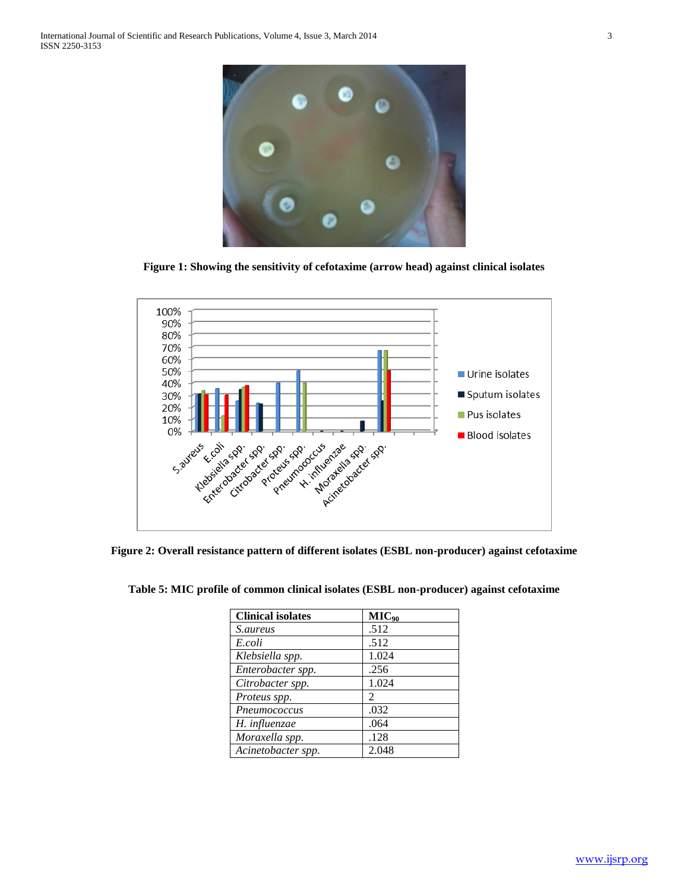**Figure 1: Showing the sensitivity of cefotaxime (arrow head) against clinical isolates**

**Figure 2: Overall resistance pattern of different isolates (ESBL non-producer) against cefotaxime**

**Table 5: MIC profile of common clinical isolates (ESBL non-producer) against cefotaxime**

| Clinical isolates | $MIC_{90}$ |
|---|---|
| *S.aureus* | .512 |
| *E.coli* | .512 |
| *Klebsiella spp.* | 1.024 |
| *Enterobacter spp.* | .256 |
| *Citrobacter spp.* | 1.024 |
| *Proteus spp.* | 2 |
| *Pneumococcus* | .032 |
| *H. influenzae* | .064 |
| *Moraxella spp.* | .128 |
| *Acinetobacter spp.* | 2.048 |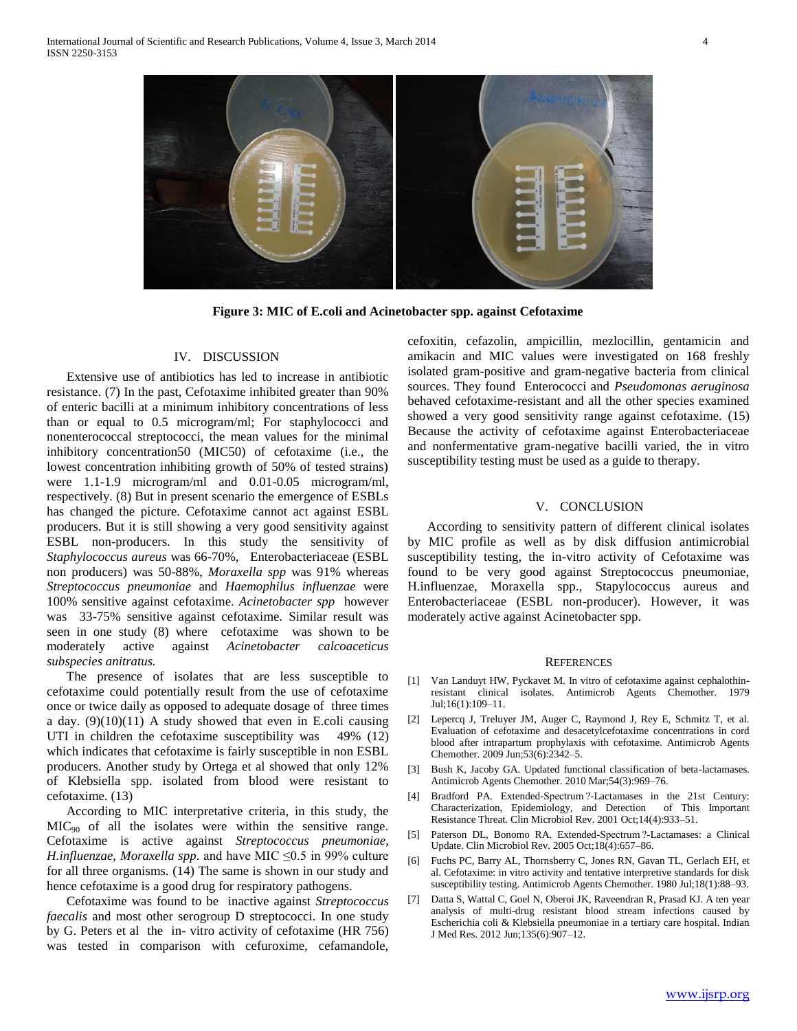**Figure 3: MIC of E.coli and Acinetobacter spp. against Cefotaxime**

## IV. DISCUSSION

Extensive use of antibiotics has led to increase in antibiotic resistance. (7) In the past, Cefotaxime inhibited greater than 90% of enteric bacilli at a minimum inhibitory concentrations of less than or equal to 0.5 microgram/ml; For staphylococci and nonenterococcal streptococci, the mean values for the minimal inhibitory concentration50 (MIC50) of cefotaxime (i.e., the lowest concentration inhibiting growth of 50% of tested strains) were 1.1-1.9 microgram/ml and 0.01-0.05 microgram/ml, respectively. (8) But in present scenario the emergence of ESBLs has changed the picture. Cefotaxime cannot act against ESBL producers. But it is still showing a very good sensitivity against ESBL non-producers. In this study the sensitivity of *Staphylococcus aureus* was 66-70%, Enterobacteriaceae (ESBL non producers) was 50-88%, *Moraxella spp* was 91% whereas *Streptococcus pneumoniae* and *Haemophilus influenzae* were 100% sensitive against cefotaxime. *Acinetobacter spp* however was 33-75% sensitive against cefotaxime. Similar result was seen in one study (8) where cefotaxime was shown to be moderately active against *Acinetobacter calcoaceticus subspecies anitratus.*

The presence of isolates that are less susceptible to cefotaxime could potentially result from the use of cefotaxime once or twice daily as opposed to adequate dosage of three times a day. (9)(10)(11) A study showed that even in E.coli causing UTI in children the cefotaxime susceptibility was 49% (12) which indicates that cefotaxime is fairly susceptible in non ESBL producers. Another study by Ortega et al showed that only 12% of Klebsiella spp. isolated from blood were resistant to cefotaxime. (13)

According to MIC interpretative criteria, in this study, the $MIC_{90}$ of all the isolates were within the sensitive range. Cefotaxime is active against *Streptococcus pneumoniae*, *H.influenzae, Moraxella spp*. and have MIC ≤0.5 in 99% culture for all three organisms. (14) The same is shown in our study and hence cefotaxime is a good drug for respiratory pathogens.

Cefotaxime was found to be inactive against *Streptococcus faecalis* and most other serogroup D streptococci. In one study by G. Peters et al the in- vitro activity of cefotaxime (HR 756) was tested in comparison with cefuroxime, cefamandole, cefoxitin, cefazolin, ampicillin, mezlocillin, gentamicin and amikacin and MIC values were investigated on 168 freshly isolated gram-positive and gram-negative bacteria from clinical sources. They found Enterococci and *Pseudomonas aeruginosa* behaved cefotaxime-resistant and all the other species examined showed a very good sensitivity range against cefotaxime. (15) Because the activity of cefotaxime against Enterobacteriaceae and nonfermentative gram-negative bacilli varied, the in vitro susceptibility testing must be used as a guide to therapy.

## V. CONCLUSION

According to sensitivity pattern of different clinical isolates by MIC profile as well as by disk diffusion antimicrobial susceptibility testing, the in-vitro activity of Cefotaxime was found to be very good against Streptococcus pneumoniae, H.influenzae, Moraxella spp., Stapylococcus aureus and Enterobacteriaceae (ESBL non-producer). However, it was moderately active against Acinetobacter spp.

## REFERENCES

[1] Van Landuyt HW, Pyckavet M. In vitro of cefotaxime against cephalothin-resistant clinical isolates. Antimicrob Agents Chemother. 1979 Jul;16(1):109–11.

[2] Lepercq J, Treluyer JM, Auger C, Raymond J, Rey E, Schmitz T, et al. Evaluation of cefotaxime and desacetylcefotaxime concentrations in cord blood after intrapartum prophylaxis with cefotaxime. Antimicrob Agents Chemother. 2009 Jun;53(6):2342–5.

[3] Bush K, Jacoby GA. Updated functional classification of beta-lactamases. Antimicrob Agents Chemother. 2010 Mar;54(3):969–76.

[4] Bradford PA. Extended-Spectrum ?-Lactamases in the 21st Century: Characterization, Epidemiology, and Detection of This Important Resistance Threat. Clin Microbiol Rev. 2001 Oct;14(4):933–51.

[5] Paterson DL, Bonomo RA. Extended-Spectrum ?-Lactamases: a Clinical Update. Clin Microbiol Rev. 2005 Oct;18(4):657–86.

[6] Fuchs PC, Barry AL, Thornsberry C, Jones RN, Gavan TL, Gerlach EH, et al. Cefotaxime: in vitro activity and tentative interpretive standards for disk susceptibility testing. Antimicrob Agents Chemother. 1980 Jul;18(1):88–93.

[7] Datta S, Wattal C, Goel N, Oberoi JK, Raveendran R, Prasad KJ. A ten year analysis of multi-drug resistant blood stream infections caused by Escherichia coli & Klebsiella pneumoniae in a tertiary care hospital. Indian J Med Res. 2012 Jun;135(6):907–12.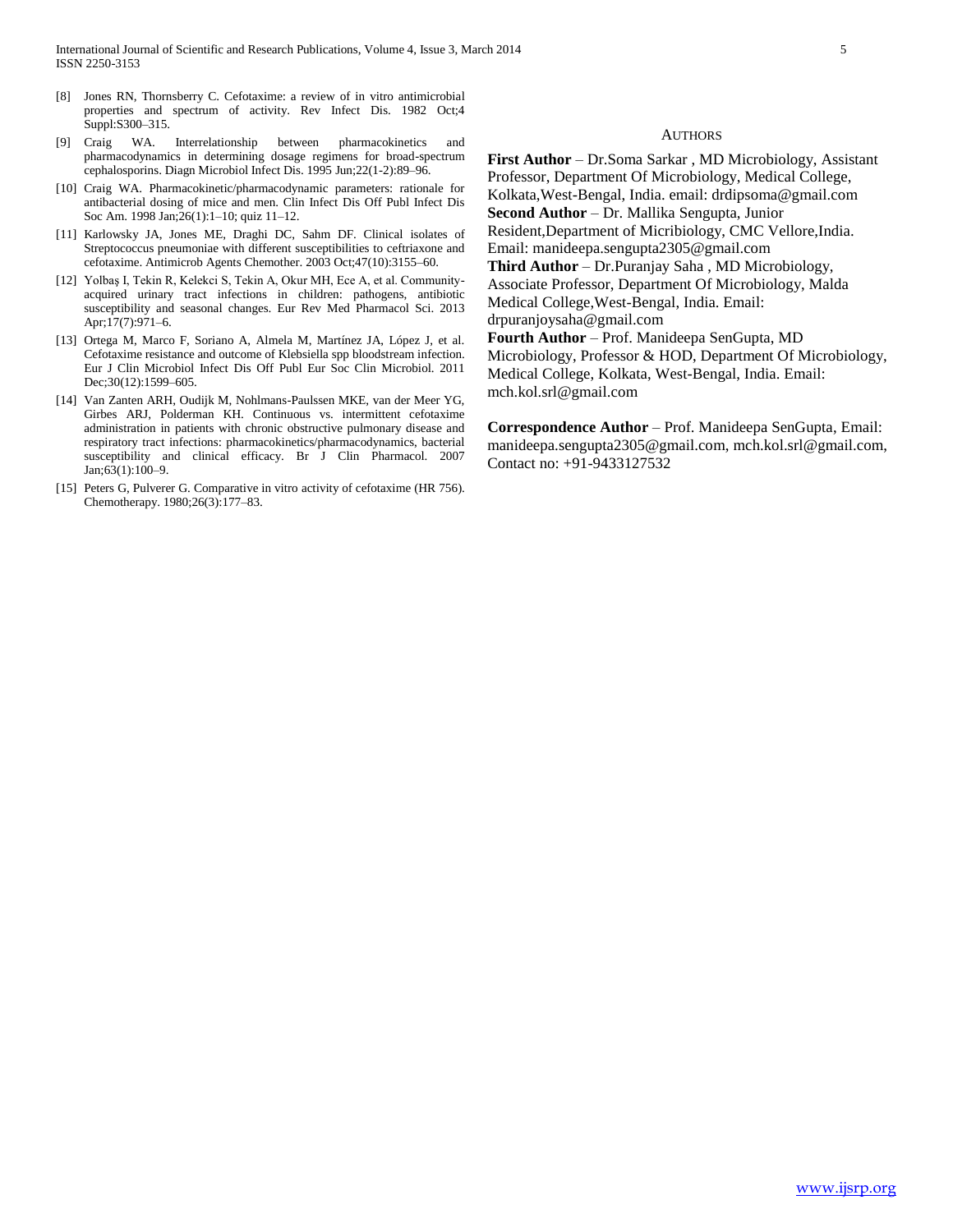[8] Jones RN, Thornsberry C. Cefotaxime: a review of in vitro antimicrobial properties and spectrum of activity. Rev Infect Dis. 1982 Oct;4 Suppl:S300–315.

[9] Craig WA. Interrelationship between pharmacokinetics and pharmacodynamics in determining dosage regimens for broad-spectrum cephalosporins. Diagn Microbiol Infect Dis. 1995 Jun;22(1-2):89–96.

[10] Craig WA. Pharmacokinetic/pharmacodynamic parameters: rationale for antibacterial dosing of mice and men. Clin Infect Dis Off Publ Infect Dis Soc Am. 1998 Jan;26(1):1–10; quiz 11–12.

[11] Karlowsky JA, Jones ME, Draghi DC, Sahm DF. Clinical isolates of Streptococcus pneumoniae with different susceptibilities to ceftriaxone and cefotaxime. Antimicrob Agents Chemother. 2003 Oct;47(10):3155–60.

[12] Yolbaş I, Tekin R, Kelekci S, Tekin A, Okur MH, Ece A, et al. Community-acquired urinary tract infections in children: pathogens, antibiotic susceptibility and seasonal changes. Eur Rev Med Pharmacol Sci. 2013 Apr;17(7):971–6.

[13] Ortega M, Marco F, Soriano A, Almela M, Martínez JA, López J, et al. Cefotaxime resistance and outcome of Klebsiella spp bloodstream infection. Eur J Clin Microbiol Infect Dis Off Publ Eur Soc Clin Microbiol. 2011 Dec;30(12):1599–605.

[14] Van Zanten ARH, Oudijk M, Nohlmans-Paulssen MKE, van der Meer YG, Girbes ARJ, Polderman KH. Continuous vs. intermittent cefotaxime administration in patients with chronic obstructive pulmonary disease and respiratory tract infections: pharmacokinetics/pharmacodynamics, bacterial susceptibility and clinical efficacy. Br J Clin Pharmacol. 2007 Jan;63(1):100–9.

[15] Peters G, Pulverer G. Comparative in vitro activity of cefotaxime (HR 756). Chemotherapy. 1980;26(3):177–83.

## AUTHORS

**First Author** – Dr.Soma Sarkar , MD Microbiology, Assistant Professor, Department Of Microbiology, Medical College, Kolkata,West-Bengal, India. email: drdipsoma@gmail.com

**Second Author** – Dr. Mallika Sengupta, Junior Resident,Department of Micribiology, CMC Vellore,India. Email: manideepa.sengupta2305@gmail.com

**Third Author** – Dr.Puranjay Saha , MD Microbiology, Associate Professor, Department Of Microbiology, Malda Medical College,West-Bengal, India. Email: drpuranjoysaha@gmail.com

**Fourth Author** – Prof. Manideepa SenGupta, MD Microbiology, Professor & HOD, Department Of Microbiology, Medical College, Kolkata, West-Bengal, India. Email: mch.kol.srl@gmail.com

**Correspondence Author** – Prof. Manideepa SenGupta, Email: manideepa.sengupta2305@gmail.com, mch.kol.srl@gmail.com, Contact no: +91-9433127532